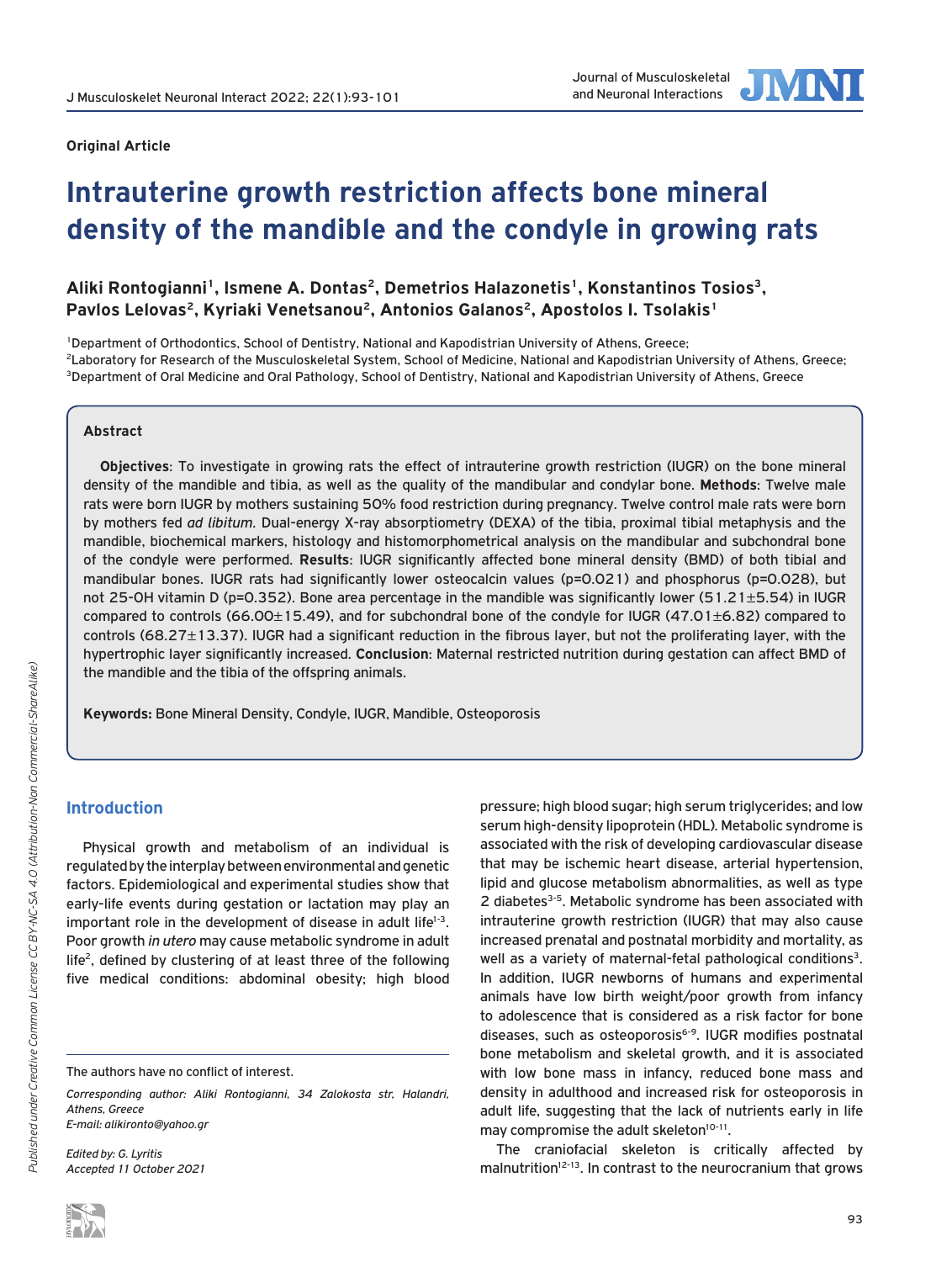**Original Article**

# Intrauterine growth restriction affects bone mineral density of the mandible and the condyle in growing rats

**Aliki Rontogianni[1], Ismene A. Dontas[2], Demetrios Halazonetis[1], Konstantinos Tosios[3], Pavlos Lelovas[2], Kyriaki Venetsanou[2], Antonios Galanos[2], Apostolos I. Tsolakis[1]**

[1]Department of Orthodontics, School of Dentistry, National and Kapodistrian University of Athens, Greece;
[2]Laboratory for Research of the Musculoskeletal System, School of Medicine, National and Kapodistrian University of Athens, Greece;
[3]Department of Oral Medicine and Oral Pathology, School of Dentistry, National and Kapodistrian University of Athens, Greece

## Abstract

**Objectives**: To investigate in growing rats the effect of intrauterine growth restriction (IUGR) on the bone mineral density of the mandible and tibia, as well as the quality of the mandibular and condylar bone. **Methods**: Twelve male rats were born IUGR by mothers sustaining 50% food restriction during pregnancy. Twelve control male rats were born by mothers fed *ad libitum*. Dual-energy X-ray absorptiometry (DEXA) of the tibia, proximal tibial metaphysis and the mandible, biochemical markers, histology and histomorphometrical analysis on the mandibular and subchondral bone of the condyle were performed. **Results**: IUGR significantly affected bone mineral density (BMD) of both tibial and mandibular bones. IUGR rats had significantly lower osteocalcin values (p=0.021) and phosphorus (p=0.028), but not 25-OH vitamin D (p=0.352). Bone area percentage in the mandible was significantly lower (51.21±5.54) in IUGR compared to controls (66.00±15.49), and for subchondral bone of the condyle for IUGR (47.01±6.82) compared to controls (68.27±13.37). IUGR had a significant reduction in the fibrous layer, but not the proliferating layer, with the hypertrophic layer significantly increased. **Conclusion**: Maternal restricted nutrition during gestation can affect BMD of the mandible and the tibia of the offspring animals.

**Keywords:** Bone Mineral Density, Condyle, IUGR, Mandible, Osteoporosis

## Introduction

Physical growth and metabolism of an individual is regulated by the interplay between environmental and genetic factors. Epidemiological and experimental studies show that early-life events during gestation or lactation may play an important role in the development of disease in adult life[1-3]. Poor growth *in utero* may cause metabolic syndrome in adult life[2], defined by clustering of at least three of the following five medical conditions: abdominal obesity; high blood pressure; high blood sugar; high serum triglycerides; and low serum high-density lipoprotein (HDL). Metabolic syndrome is associated with the risk of developing cardiovascular disease that may be ischemic heart disease, arterial hypertension, lipid and glucose metabolism abnormalities, as well as type 2 diabetes[3-5]. Metabolic syndrome has been associated with intrauterine growth restriction (IUGR) that may also cause increased prenatal and postnatal morbidity and mortality, as well as a variety of maternal-fetal pathological conditions[3]. In addition, IUGR newborns of humans and experimental animals have low birth weight/poor growth from infancy to adolescence that is considered as a risk factor for bone diseases, such as osteoporosis[6-9]. IUGR modifies postnatal bone metabolism and skeletal growth, and it is associated with low bone mass in infancy, reduced bone mass and density in adulthood and increased risk for osteoporosis in adult life, suggesting that the lack of nutrients early in life may compromise the adult skeleton[10-11].

The craniofacial skeleton is critically affected by malnutrition[12-13]. In contrast to the neurocranium that grows

The authors have no conflict of interest.

*Corresponding author: Aliki Rontogianni, 34 Zalokosta str, Halandri, Athens, Greece*
*E-mail: alikironto@yahoo.gr*

*Edited by: G. Lyritis*
*Accepted 11 October 2021*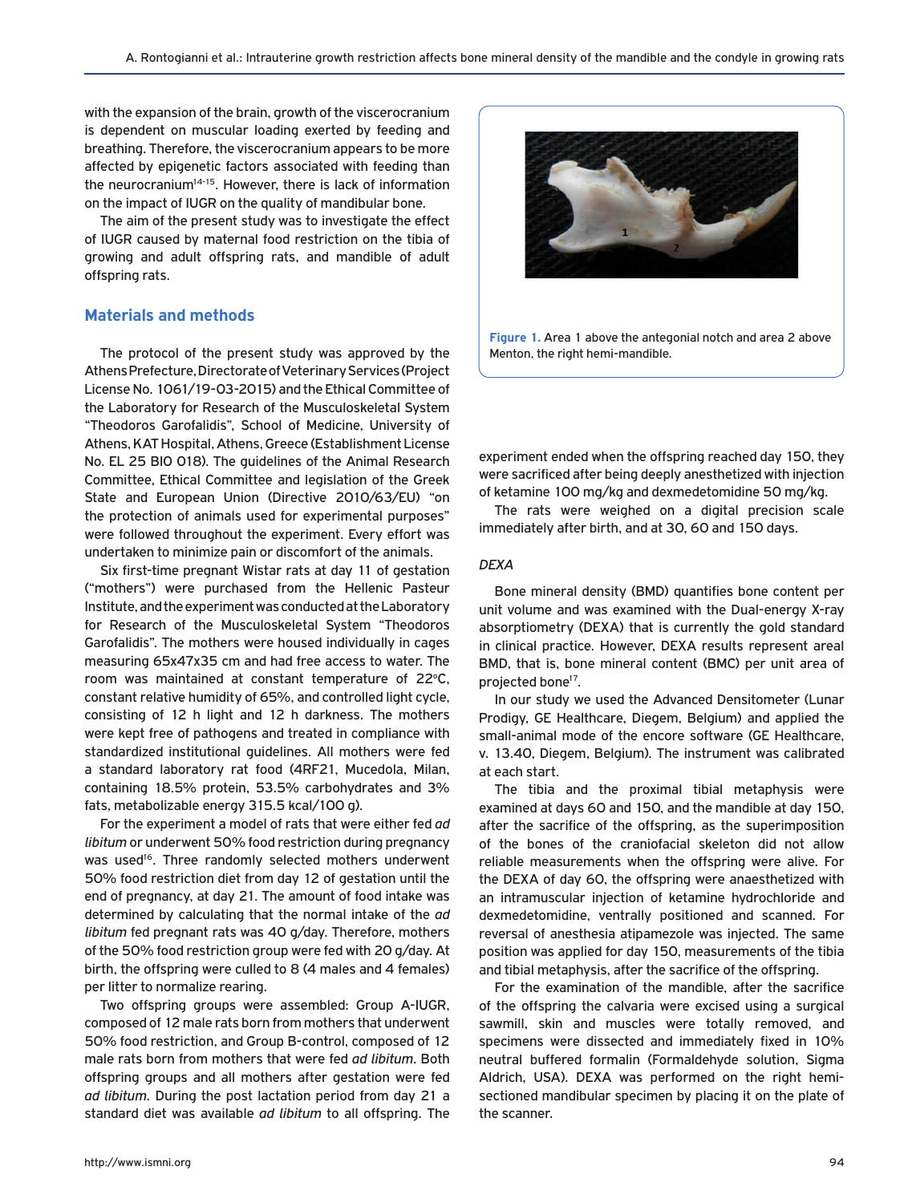with the expansion of the brain, growth of the viscerocranium is dependent on muscular loading exerted by feeding and breathing. Therefore, the viscerocranium appears to be more affected by epigenetic factors associated with feeding than the neurocranium[14-15]. However, there is lack of information on the impact of IUGR on the quality of mandibular bone.

The aim of the present study was to investigate the effect of IUGR caused by maternal food restriction on the tibia of growing and adult offspring rats, and mandible of adult offspring rats.

## Materials and methods

The protocol of the present study was approved by the Athens Prefecture, Directorate of Veterinary Services (Project License No. 1061/19-03-2015) and the Ethical Committee of the Laboratory for Research of the Musculoskeletal System "Theodoros Garofalidis", School of Medicine, University of Athens, KAT Hospital, Athens, Greece (Establishment License No. EL 25 BIO 018). The guidelines of the Animal Research Committee, Ethical Committee and legislation of the Greek State and European Union (Directive 2010/63/EU) "on the protection of animals used for experimental purposes" were followed throughout the experiment. Every effort was undertaken to minimize pain or discomfort of the animals.

Six first-time pregnant Wistar rats at day 11 of gestation ("mothers") were purchased from the Hellenic Pasteur Institute, and the experiment was conducted at the Laboratory for Research of the Musculoskeletal System "Theodoros Garofalidis". The mothers were housed individually in cages measuring 65x47x35 cm and had free access to water. The room was maintained at constant temperature of 22°C, constant relative humidity of 65%, and controlled light cycle, consisting of 12 h light and 12 h darkness. The mothers were kept free of pathogens and treated in compliance with standardized institutional guidelines. All mothers were fed a standard laboratory rat food (4RF21, Mucedola, Milan, containing 18.5% protein, 53.5% carbohydrates and 3% fats, metabolizable energy 315.5 kcal/100 g).

For the experiment a model of rats that were either fed *ad libitum* or underwent 50% food restriction during pregnancy was used[16]. Three randomly selected mothers underwent 50% food restriction diet from day 12 of gestation until the end of pregnancy, at day 21. The amount of food intake was determined by calculating that the normal intake of the *ad libitum* fed pregnant rats was 40 g/day. Therefore, mothers of the 50% food restriction group were fed with 20 g/day. At birth, the offspring were culled to 8 (4 males and 4 females) per litter to normalize rearing.

Two offspring groups were assembled: Group A-IUGR, composed of 12 male rats born from mothers that underwent 50% food restriction, and Group B-control, composed of 12 male rats born from mothers that were fed *ad libitum*. Both offspring groups and all mothers after gestation were fed *ad libitum*. During the post lactation period from day 21 a standard diet was available *ad libitum* to all offspring. The experiment ended when the offspring reached day 150, they were sacrificed after being deeply anesthetized with injection of ketamine 100 mg/kg and dexmedetomidine 50 mg/kg.

The rats were weighed on a digital precision scale immediately after birth, and at 30, 60 and 150 days.

**Figure 1.** Area 1 above the antegonial notch and area 2 above Menton, the right hemi-mandible.

### *DEXA*

Bone mineral density (BMD) quantifies bone content per unit volume and was examined with the Dual-energy X-ray absorptiometry (DEXA) that is currently the gold standard in clinical practice. However, DEXA results represent areal BMD, that is, bone mineral content (BMC) per unit area of projected bone[17].

In our study we used the Advanced Densitometer (Lunar Prodigy, GE Healthcare, Diegem, Belgium) and applied the small-animal mode of the encore software (GE Healthcare, v. 13.40, Diegem, Belgium). The instrument was calibrated at each start.

The tibia and the proximal tibial metaphysis were examined at days 60 and 150, and the mandible at day 150, after the sacrifice of the offspring, as the superimposition of the bones of the craniofacial skeleton did not allow reliable measurements when the offspring were alive. For the DEXA of day 60, the offspring were anaesthetized with an intramuscular injection of ketamine hydrochloride and dexmedetomidine, ventrally positioned and scanned. For reversal of anesthesia atipamezole was injected. The same position was applied for day 150, measurements of the tibia and tibial metaphysis, after the sacrifice of the offspring.

For the examination of the mandible, after the sacrifice of the offspring the calvaria were excised using a surgical sawmill, skin and muscles were totally removed, and specimens were dissected and immediately fixed in 10% neutral buffered formalin (Formaldehyde solution, Sigma Aldrich, USA). DEXA was performed on the right hemi-sectioned mandibular specimen by placing it on the plate of the scanner.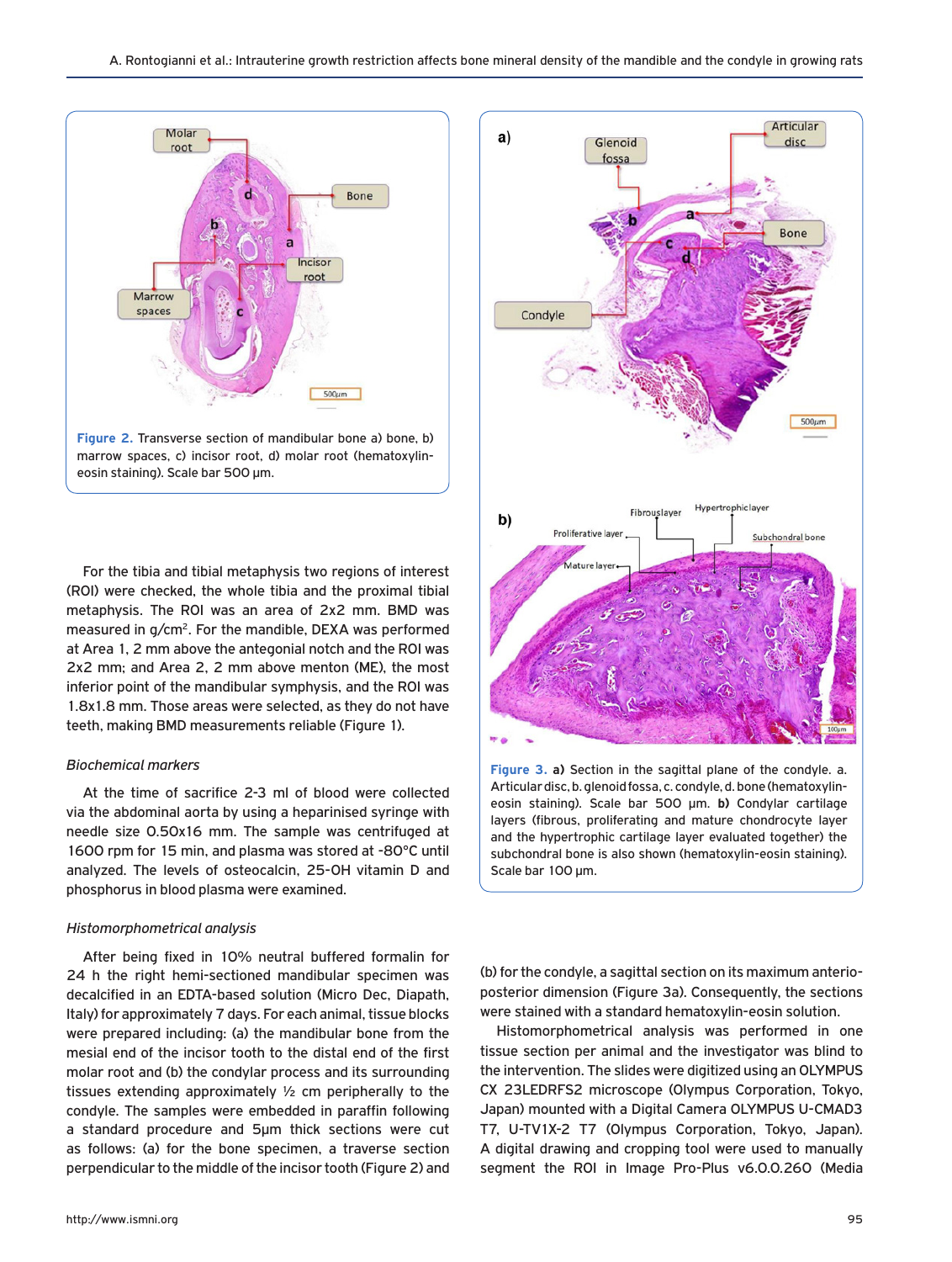Figure 2. Transverse section of mandibular bone a) bone, b) marrow spaces, c) incisor root, d) molar root (hematoxylin-eosin staining). Scale bar 500 μm.

Figure 3. **a)** Section in the sagittal plane of the condyle. a. Articular disc, b. glenoid fossa, c. condyle, d. bone (hematoxylin-eosin staining). Scale bar 500 μm. **b)** Condylar cartilage layers (fibrous, proliferating and mature chondrocyte layer and the hypertrophic cartilage layer evaluated together) the subchondral bone is also shown (hematoxylin-eosin staining). Scale bar 100 μm.

For the tibia and tibial metaphysis two regions of interest (ROI) were checked, the whole tibia and the proximal tibial metaphysis. The ROI was an area of 2x2 mm. BMD was measured in g/cm$^2$. For the mandible, DEXA was performed at Area 1, 2 mm above the antegonial notch and the ROI was 2x2 mm; and Area 2, 2 mm above menton (ME), the most inferior point of the mandibular symphysis, and the ROI was 1.8x1.8 mm. Those areas were selected, as they do not have teeth, making BMD measurements reliable (Figure 1).

*Biochemical markers*

At the time of sacrifice 2-3 ml of blood were collected via the abdominal aorta by using a heparinised syringe with needle size 0.50x16 mm. The sample was centrifuged at 1600 rpm for 15 min, and plasma was stored at -80°C until analyzed. The levels of osteocalcin, 25-OH vitamin D and phosphorus in blood plasma were examined.

*Histomorphometrical analysis*

After being fixed in 10% neutral buffered formalin for 24 h the right hemi-sectioned mandibular specimen was decalcified in an EDTA-based solution (Micro Dec, Diapath, Italy) for approximately 7 days. For each animal, tissue blocks were prepared including: (a) the mandibular bone from the mesial end of the incisor tooth to the distal end of the first molar root and (b) the condylar process and its surrounding tissues extending approximately ½ cm peripherally to the condyle. The samples were embedded in paraffin following a standard procedure and 5μm thick sections were cut as follows: (a) for the bone specimen, a traverse section perpendicular to the middle of the incisor tooth (Figure 2) and (b) for the condyle, a sagittal section on its maximum anterio-posterior dimension (Figure 3a). Consequently, the sections were stained with a standard hematoxylin-eosin solution.

Histomorphometrical analysis was performed in one tissue section per animal and the investigator was blind to the intervention. The slides were digitized using an OLYMPUS CX 23LEDRFS2 microscope (Olympus Corporation, Tokyo, Japan) mounted with a Digital Camera OLYMPUS U-CMAD3 T7, U-TV1X-2 T7 (Olympus Corporation, Tokyo, Japan). A digital drawing and cropping tool were used to manually segment the ROI in Image Pro-Plus v6.0.0.260 (Media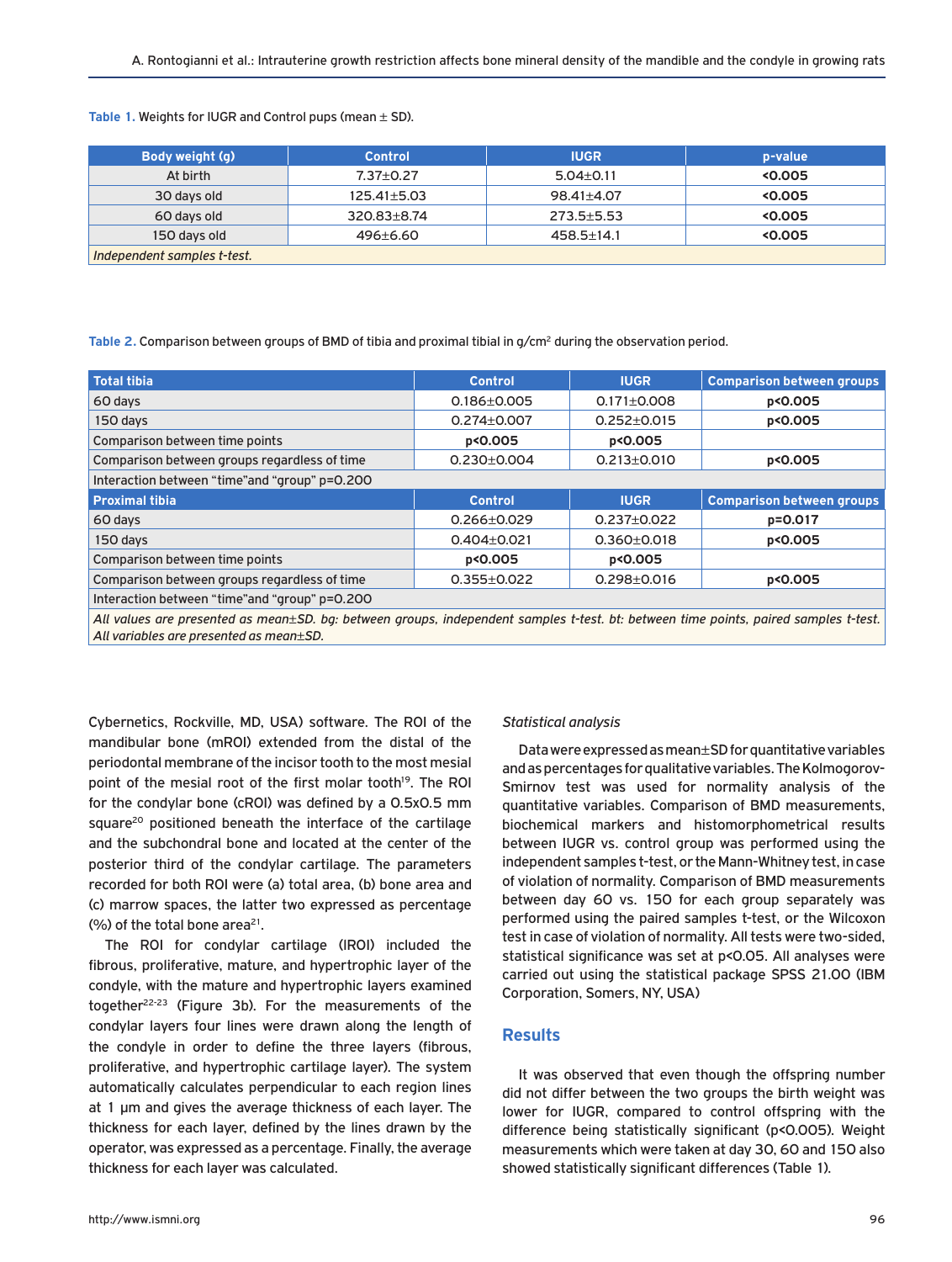Table 1. Weights for IUGR and Control pups (mean ± SD).

| Body weight (g) | Control | IUGR | p-value |
|---|---|---|---|
| At birth | 7.37±0.27 | 5.04±0.11 | **<0.005** |
| 30 days old | 125.41±5.03 | 98.41±4.07 | **<0.005** |
| 60 days old | 320.83±8.74 | 273.5±5.53 | **<0.005** |
| 150 days old | 496±6.60 | 458.5±14.1 | **<0.005** |
| *Independent samples t-test.* | | | |

Table 2. Comparison between groups of BMD of tibia and proximal tibial in g/cm² during the observation period.

| Total tibia | Control | IUGR | Comparison between groups |
|---|---|---|---|
| 60 days | 0.186±0.005 | 0.171±0.008 | **p<0.005** |
| 150 days | 0.274±0.007 | 0.252±0.015 | **p<0.005** |
| Comparison between time points | **p<0.005** | **p<0.005** | |
| Comparison between groups regardless of time | 0.230±0.004 | 0.213±0.010 | **p<0.005** |
| Interaction between "time"and "group" p=0.200 | | | |
| **Proximal tibia** | **Control** | **IUGR** | **Comparison between groups** |
| 60 days | 0.266±0.029 | 0.237±0.022 | **p=0.017** |
| 150 days | 0.404±0.021 | 0.360±0.018 | **p<0.005** |
| Comparison between time points | **p<0.005** | **p<0.005** | |
| Comparison between groups regardless of time | 0.355±0.022 | 0.298±0.016 | **p<0.005** |
| Interaction between "time"and "group" p=0.200 | | | |
| *All values are presented as mean±SD. bg: between groups, independent samples t-test. bt: between time points, paired samples t-test. All variables are presented as mean±SD.* | | | |

Cybernetics, Rockville, MD, USA) software. The ROI of the mandibular bone (mROI) extended from the distal of the periodontal membrane of the incisor tooth to the most mesial point of the mesial root of the first molar tooth[19]. The ROI for the condylar bone (cROI) was defined by a 0.5x0.5 mm square[20] positioned beneath the interface of the cartilage and the subchondral bone and located at the center of the posterior third of the condylar cartilage. The parameters recorded for both ROI were (a) total area, (b) bone area and (c) marrow spaces, the latter two expressed as percentage (%) of the total bone area[21].

The ROI for condylar cartilage (lROI) included the fibrous, proliferative, mature, and hypertrophic layer of the condyle, with the mature and hypertrophic layers examined together[22-23] (Figure 3b). For the measurements of the condylar layers four lines were drawn along the length of the condyle in order to define the three layers (fibrous, proliferative, and hypertrophic cartilage layer). The system automatically calculates perpendicular to each region lines at 1 μm and gives the average thickness of each layer. The thickness for each layer, defined by the lines drawn by the operator, was expressed as a percentage. Finally, the average thickness for each layer was calculated.

*Statistical analysis*

Data were expressed as mean±SD for quantitative variables and as percentages for qualitative variables. The Kolmogorov-Smirnov test was used for normality analysis of the quantitative variables. Comparison of BMD measurements, biochemical markers and histomorphometrical results between IUGR vs. control group was performed using the independent samples t-test, or the Mann-Whitney test, in case of violation of normality. Comparison of BMD measurements between day 60 vs. 150 for each group separately was performed using the paired samples t-test, or the Wilcoxon test in case of violation of normality. All tests were two-sided, statistical significance was set at $p<0.05$. All analyses were carried out using the statistical package SPSS 21.00 (IBM Corporation, Somers, NY, USA)

## Results

It was observed that even though the offspring number did not differ between the two groups the birth weight was lower for IUGR, compared to control offspring with the difference being statistically significant ($p<0.005$). Weight measurements which were taken at day 30, 60 and 150 also showed statistically significant differences (Table 1).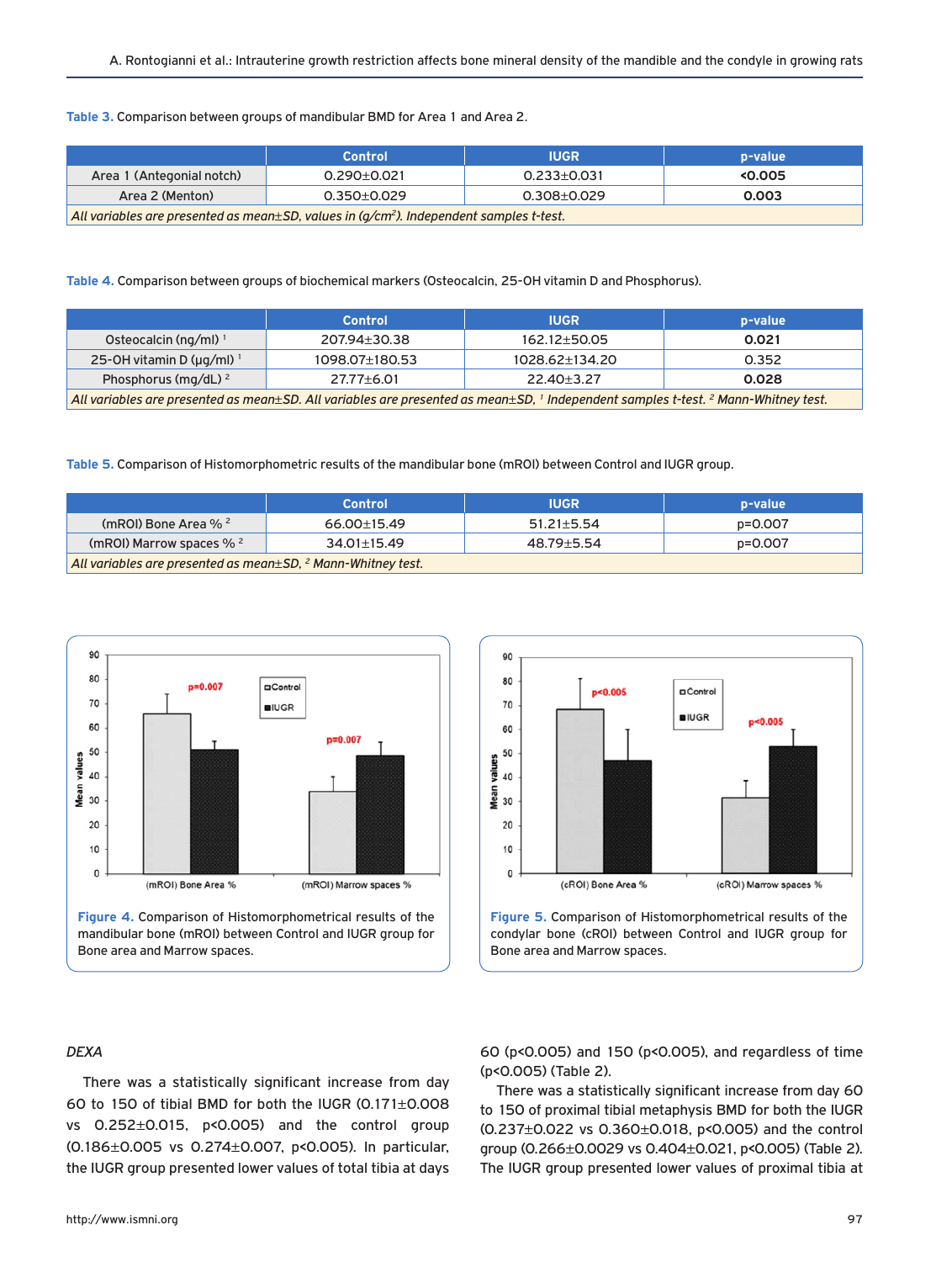**Table 3.** Comparison between groups of mandibular BMD for Area 1 and Area 2.

| | Control | IUGR | p-value |
|---|---|---|---|
| Area 1 (Antegonial notch) | 0.290±0.021 | 0.233±0.031 | **<0.005** |
| Area 2 (Menton) | 0.350±0.029 | 0.308±0.029 | **0.003** |

*All variables are presented as mean±SD, values in (g/cm$^2$). Independent samples t-test.*

**Table 4.** Comparison between groups of biochemical markers (Osteocalcin, 25-OH vitamin D and Phosphorus).

| | Control | IUGR | p-value |
|---|---|---|---|
| Osteocalcin (ng/ml) [1] | 207.94±30.38 | 162.12±50.05 | **0.021** |
| 25-OH vitamin D (μg/ml) [1] | 1098.07±180.53 | 1028.62±134.20 | 0.352 |
| Phosphorus (mg/dL) [2] | 27.77±6.01 | 22.40±3.27 | **0.028** |

*All variables are presented as mean±SD. All variables are presented as mean±SD, [1] Independent samples t-test. [2] Mann-Whitney test.*

**Table 5.** Comparison of Histomorphometric results of the mandibular bone (mROI) between Control and IUGR group.

| | Control | IUGR | p-value |
|---|---|---|---|
| (mROI) Bone Area % [2] | 66.00±15.49 | 51.21±5.54 | p=0.007 |
| (mROI) Marrow spaces % [2] | 34.01±15.49 | 48.79±5.54 | p=0.007 |

*All variables are presented as mean±SD, [2] Mann-Whitney test.*

**Figure 4.** Comparison of Histomorphometrical results of the mandibular bone (mROI) between Control and IUGR group for Bone area and Marrow spaces.

**Figure 5.** Comparison of Histomorphometrical results of the condylar bone (cROI) between Control and IUGR group for Bone area and Marrow spaces.

*DEXA*

There was a statistically significant increase from day 60 to 150 of tibial BMD for both the IUGR (0.171±0.008 vs 0.252±0.015, p<0.005) and the control group (0.186±0.005 vs 0.274±0.007, p<0.005). In particular, the IUGR group presented lower values of total tibia at days 60 (p<0.005) and 150 (p<0.005), and regardless of time (p<0.005) (Table 2).

There was a statistically significant increase from day 60 to 150 of proximal tibial metaphysis BMD for both the IUGR (0.237±0.022 vs 0.360±0.018, p<0.005) and the control group (0.266±0.0029 vs 0.404±0.021, p<0.005) (Table 2). The IUGR group presented lower values of proximal tibia at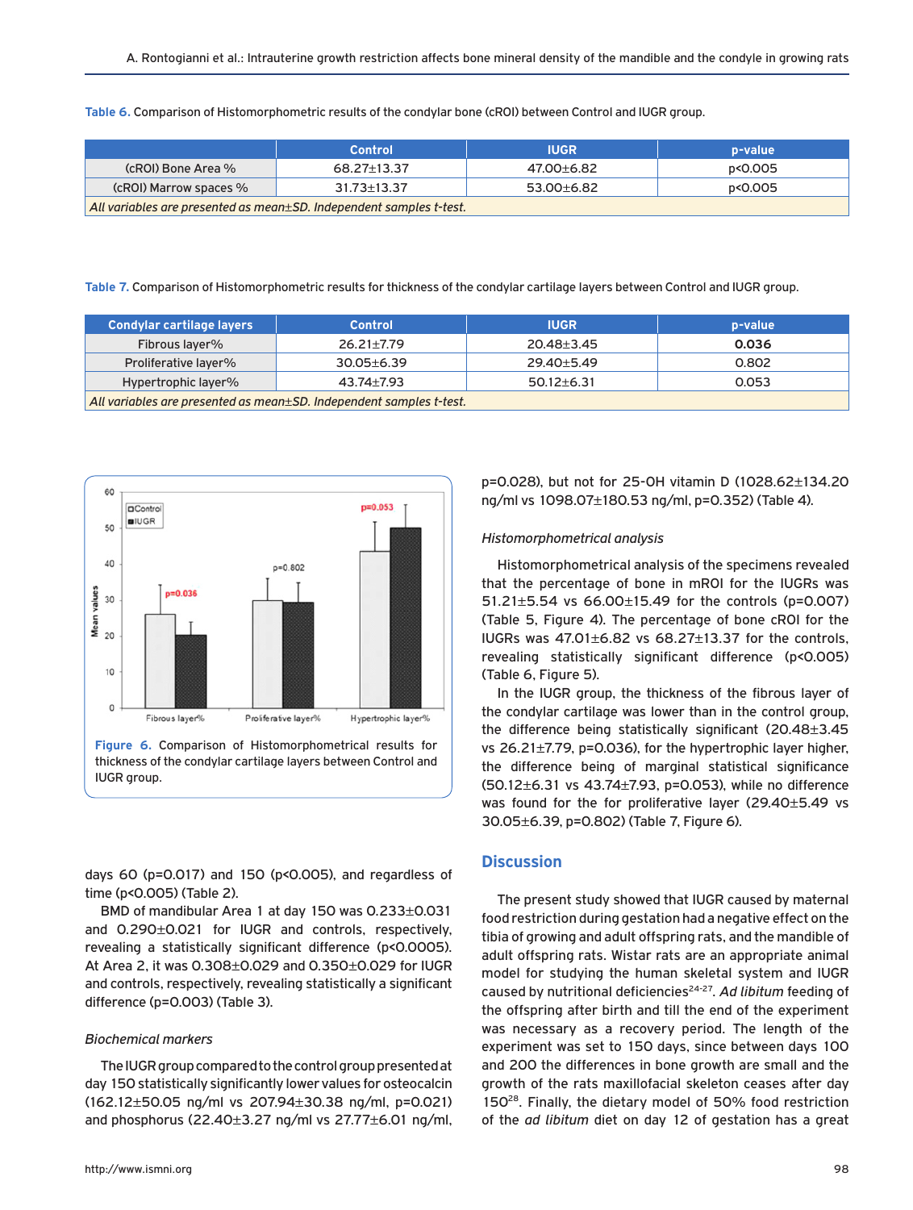Table 6. Comparison of Histomorphometric results of the condylar bone (cROI) between Control and IUGR group.

| | Control | IUGR | p-value |
|---|---|---|---|
| (cROI) Bone Area % | 68.27±13.37 | 47.00±6.82 | p<0.005 |
| (cROI) Marrow spaces % | 31.73±13.37 | 53.00±6.82 | p<0.005 |

*All variables are presented as mean±SD. Independent samples t-test.*

Table 7. Comparison of Histomorphometric results for thickness of the condylar cartilage layers between Control and IUGR group.

| Condylar cartilage layers | Control | IUGR | p-value |
|---|---|---|---|
| Fibrous layer% | 26.21±7.79 | 20.48±3.45 | **0.036** |
| Proliferative layer% | 30.05±6.39 | 29.40±5.49 | 0.802 |
| Hypertrophic layer% | 43.74±7.93 | 50.12±6.31 | 0.053 |

*All variables are presented as mean±SD. Independent samples t-test.*

Figure 6. Comparison of Histomorphometrical results for thickness of the condylar cartilage layers between Control and IUGR group.

days 60 (p=0.017) and 150 (p<0.005), and regardless of time (p<0.005) (Table 2).

BMD of mandibular Area 1 at day 150 was 0.233±0.031 and 0.290±0.021 for IUGR and controls, respectively, revealing a statistically significant difference (p<0.0005). At Area 2, it was 0.308±0.029 and 0.350±0.029 for IUGR and controls, respectively, revealing statistically a significant difference (p=0.003) (Table 3).

*Biochemical markers*

The IUGR group compared to the control group presented at day 150 statistically significantly lower values for osteocalcin (162.12±50.05 ng/ml vs 207.94±30.38 ng/ml, p=0.021) and phosphorus (22.40±3.27 ng/ml vs 27.77±6.01 ng/ml, p=0.028), but not for 25-OH vitamin D (1028.62±134.20 ng/ml vs 1098.07±180.53 ng/ml, p=0.352) (Table 4).

*Histomorphometrical analysis*

Histomorphometrical analysis of the specimens revealed that the percentage of bone in mROI for the IUGRs was 51.21±5.54 vs 66.00±15.49 for the controls (p=0.007) (Table 5, Figure 4). The percentage of bone cROI for the IUGRs was 47.01±6.82 vs 68.27±13.37 for the controls, revealing statistically significant difference (p<0.005) (Table 6, Figure 5).

In the IUGR group, the thickness of the fibrous layer of the condylar cartilage was lower than in the control group, the difference being statistically significant (20.48±3.45 vs 26.21±7.79, p=0.036), for the hypertrophic layer higher, the difference being of marginal statistical significance (50.12±6.31 vs 43.74±7.93, p=0.053), while no difference was found for the for proliferative layer (29.40±5.49 vs 30.05±6.39, p=0.802) (Table 7, Figure 6).

## Discussion

The present study showed that IUGR caused by maternal food restriction during gestation had a negative effect on the tibia of growing and adult offspring rats, and the mandible of adult offspring rats. Wistar rats are an appropriate animal model for studying the human skeletal system and IUGR caused by nutritional deficiencies[24-27]. *Ad libitum* feeding of the offspring after birth and till the end of the experiment was necessary as a recovery period. The length of the experiment was set to 150 days, since between days 100 and 200 the differences in bone growth are small and the growth of the rats maxillofacial skeleton ceases after day 150[28]. Finally, the dietary model of 50% food restriction of the *ad libitum* diet on day 12 of gestation has a great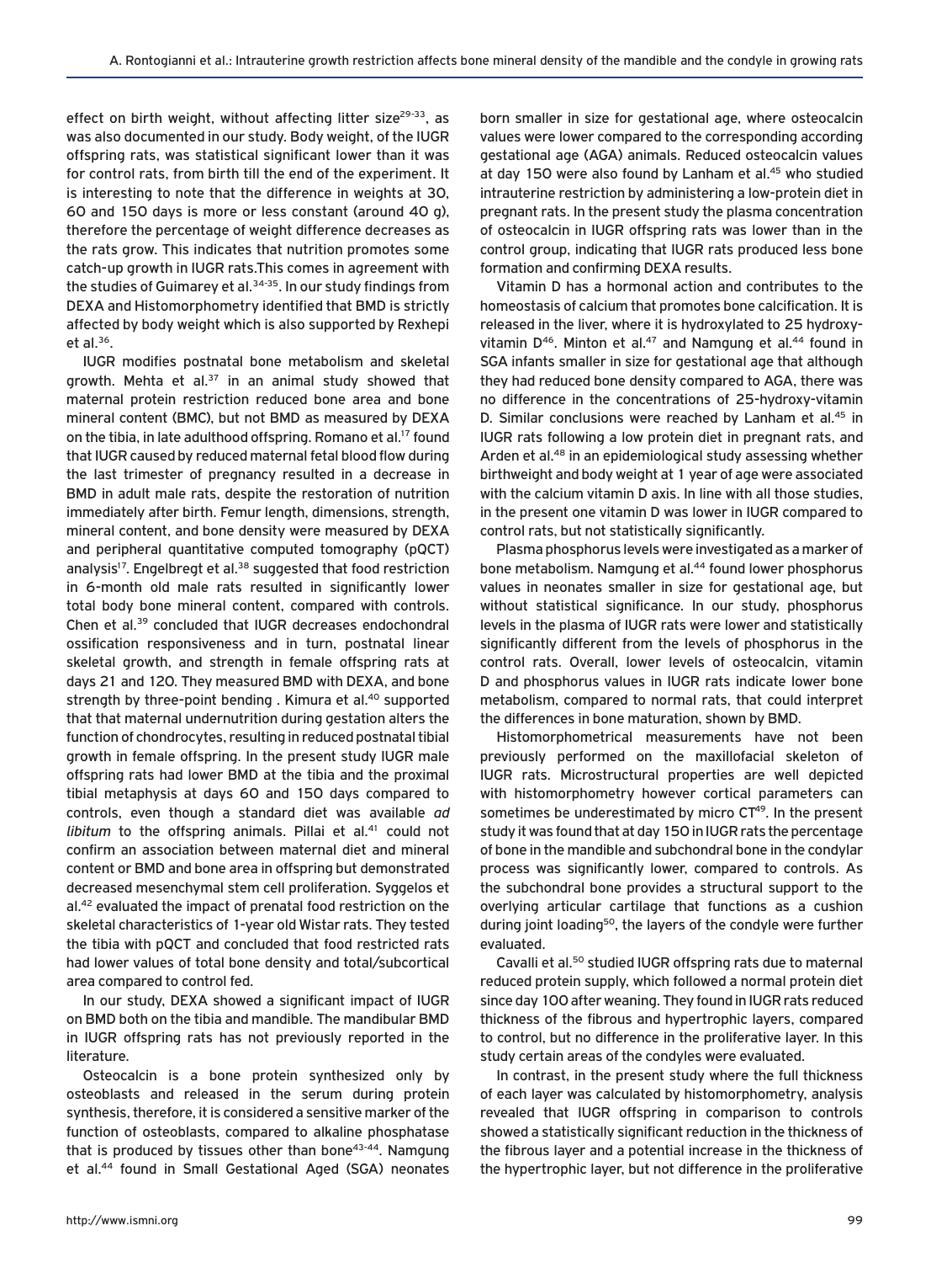effect on birth weight, without affecting litter size[29-33], as was also documented in our study. Body weight, of the IUGR offspring rats, was statistical significant lower than it was for control rats, from birth till the end of the experiment. It is interesting to note that the difference in weights at 30, 60 and 150 days is more or less constant (around 40 g), therefore the percentage of weight difference decreases as the rats grow. This indicates that nutrition promotes some catch-up growth in IUGR rats.This comes in agreement with the studies of Guimarey et al.[34-35]. In our study findings from DEXA and Histomorphometry identified that BMD is strictly affected by body weight which is also supported by Rexhepi et al.[36].

IUGR modifies postnatal bone metabolism and skeletal growth. Mehta et al.[37] in an animal study showed that maternal protein restriction reduced bone area and bone mineral content (BMC), but not BMD as measured by DEXA on the tibia, in late adulthood offspring. Romano et al.[17] found that IUGR caused by reduced maternal fetal blood flow during the last trimester of pregnancy resulted in a decrease in BMD in adult male rats, despite the restoration of nutrition immediately after birth. Femur length, dimensions, strength, mineral content, and bone density were measured by DEXA and peripheral quantitative computed tomography (pQCT) analysis[17]. Engelbregt et al.[38] suggested that food restriction in 6-month old male rats resulted in significantly lower total body bone mineral content, compared with controls. Chen et al.[39] concluded that IUGR decreases endochondral ossification responsiveness and in turn, postnatal linear skeletal growth, and strength in female offspring rats at days 21 and 120. They measured BMD with DEXA, and bone strength by three-point bending . Kimura et al.[40] supported that that maternal undernutrition during gestation alters the function of chondrocytes, resulting in reduced postnatal tibial growth in female offspring. In the present study IUGR male offspring rats had lower BMD at the tibia and the proximal tibial metaphysis at days 60 and 150 days compared to controls, even though a standard diet was available *ad libitum* to the offspring animals. Pillai et al.[41] could not confirm an association between maternal diet and mineral content or BMD and bone area in offspring but demonstrated decreased mesenchymal stem cell proliferation. Syggelos et al.[42] evaluated the impact of prenatal food restriction on the skeletal characteristics of 1-year old Wistar rats. They tested the tibia with pQCT and concluded that food restricted rats had lower values of total bone density and total/subcortical area compared to control fed.

In our study, DEXA showed a significant impact of IUGR on BMD both on the tibia and mandible. The mandibular BMD in IUGR offspring rats has not previously reported in the literature.

Osteocalcin is a bone protein synthesized only by osteoblasts and released in the serum during protein synthesis, therefore, it is considered a sensitive marker of the function of osteoblasts, compared to alkaline phosphatase that is produced by tissues other than bone[43-44]. Namgung et al.[44] found in Small Gestational Aged (SGA) neonates born smaller in size for gestational age, where osteocalcin values were lower compared to the corresponding according gestational age (AGA) animals. Reduced osteocalcin values at day 150 were also found by Lanham et al.[45] who studied intrauterine restriction by administering a low-protein diet in pregnant rats. In the present study the plasma concentration of osteocalcin in IUGR offspring rats was lower than in the control group, indicating that IUGR rats produced less bone formation and confirming DEXA results.

Vitamin D has a hormonal action and contributes to the homeostasis of calcium that promotes bone calcification. It is released in the liver, where it is hydroxylated to 25 hydroxy-vitamin D[46]. Minton et al.[47] and Namgung et al.[44] found in SGA infants smaller in size for gestational age that although they had reduced bone density compared to AGA, there was no difference in the concentrations of 25-hydroxy-vitamin D. Similar conclusions were reached by Lanham et al.[45] in IUGR rats following a low protein diet in pregnant rats, and Arden et al.[48] in an epidemiological study assessing whether birthweight and body weight at 1 year of age were associated with the calcium vitamin D axis. In line with all those studies, in the present one vitamin D was lower in IUGR compared to control rats, but not statistically significantly.

Plasma phosphorus levels were investigated as a marker of bone metabolism. Namgung et al.[44] found lower phosphorus values in neonates smaller in size for gestational age, but without statistical significance. In our study, phosphorus levels in the plasma of IUGR rats were lower and statistically significantly different from the levels of phosphorus in the control rats. Overall, lower levels of osteocalcin, vitamin D and phosphorus values in IUGR rats indicate lower bone metabolism, compared to normal rats, that could interpret the differences in bone maturation, shown by BMD.

Histomorphometrical measurements have not been previously performed on the maxillofacial skeleton of IUGR rats. Microstructural properties are well depicted with histomorphometry however cortical parameters can sometimes be underestimated by micro CT[49]. In the present study it was found that at day 150 in IUGR rats the percentage of bone in the mandible and subchondral bone in the condylar process was significantly lower, compared to controls. As the subchondral bone provides a structural support to the overlying articular cartilage that functions as a cushion during joint loading[50], the layers of the condyle were further evaluated.

Cavalli et al.[50] studied IUGR offspring rats due to maternal reduced protein supply, which followed a normal protein diet since day 100 after weaning. They found in IUGR rats reduced thickness of the fibrous and hypertrophic layers, compared to control, but no difference in the proliferative layer. In this study certain areas of the condyles were evaluated.

In contrast, in the present study where the full thickness of each layer was calculated by histomorphometry, analysis revealed that IUGR offspring in comparison to controls showed a statistically significant reduction in the thickness of the fibrous layer and a potential increase in the thickness of the hypertrophic layer, but not difference in the proliferative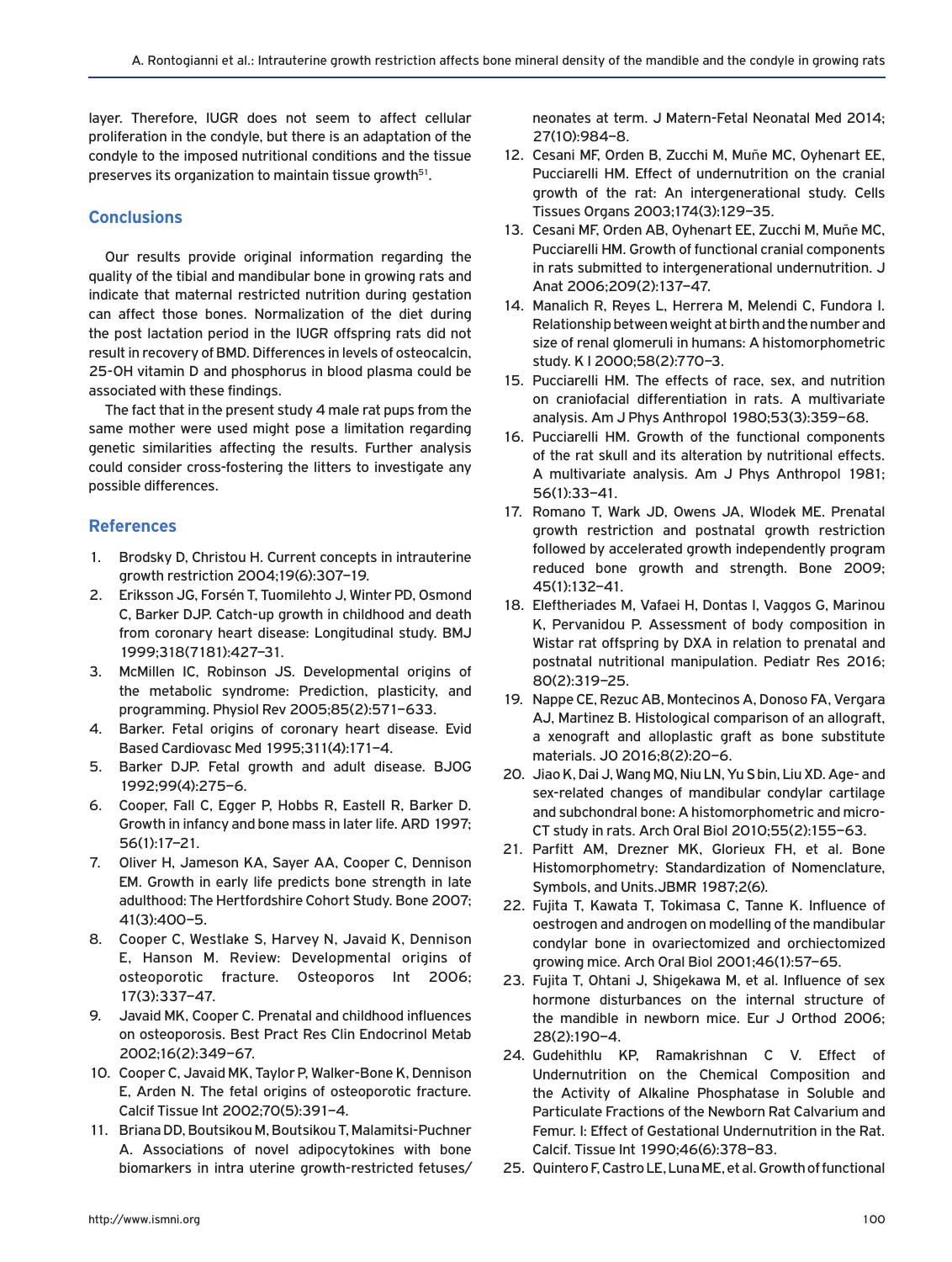layer. Therefore, IUGR does not seem to affect cellular proliferation in the condyle, but there is an adaptation of the condyle to the imposed nutritional conditions and the tissue preserves its organization to maintain tissue growth[51].

## Conclusions

Our results provide original information regarding the quality of the tibial and mandibular bone in growing rats and indicate that maternal restricted nutrition during gestation can affect those bones. Normalization of the diet during the post lactation period in the IUGR offspring rats did not result in recovery of BMD. Differences in levels of osteocalcin, 25-OH vitamin D and phosphorus in blood plasma could be associated with these findings.

The fact that in the present study 4 male rat pups from the same mother were used might pose a limitation regarding genetic similarities affecting the results. Further analysis could consider cross-fostering the litters to investigate any possible differences.

## References

1. Brodsky D, Christou H. Current concepts in intrauterine growth restriction 2004;19(6):307–19.
2. Eriksson JG, Forsén T, Tuomilehto J, Winter PD, Osmond C, Barker DJP. Catch-up growth in childhood and death from coronary heart disease: Longitudinal study. BMJ 1999;318(7181):427–31.
3. McMillen IC, Robinson JS. Developmental origins of the metabolic syndrome: Prediction, plasticity, and programming. Physiol Rev 2005;85(2):571–633.
4. Barker. Fetal origins of coronary heart disease. Evid Based Cardiovasc Med 1995;311(4):171–4.
5. Barker DJP. Fetal growth and adult disease. BJOG 1992;99(4):275–6.
6. Cooper, Fall C, Egger P, Hobbs R, Eastell R, Barker D. Growth in infancy and bone mass in later life. ARD 1997; 56(1):17–21.
7. Oliver H, Jameson KA, Sayer AA, Cooper C, Dennison EM. Growth in early life predicts bone strength in late adulthood: The Hertfordshire Cohort Study. Bone 2007; 41(3):400–5.
8. Cooper C, Westlake S, Harvey N, Javaid K, Dennison E, Hanson M. Review: Developmental origins of osteoporotic fracture. Osteoporos Int 2006; 17(3):337–47.
9. Javaid MK, Cooper C. Prenatal and childhood influences on osteoporosis. Best Pract Res Clin Endocrinol Metab 2002;16(2):349–67.
10. Cooper C, Javaid MK, Taylor P, Walker-Bone K, Dennison E, Arden N. The fetal origins of osteoporotic fracture. Calcif Tissue Int 2002;70(5):391–4.
11. Briana DD, Boutsikou M, Boutsikou T, Malamitsi-Puchner A. Associations of novel adipocytokines with bone biomarkers in intra uterine growth-restricted fetuses/neonates at term. J Matern-Fetal Neonatal Med 2014; 27(10):984–8.
12. Cesani MF, Orden B, Zucchi M, Muñe MC, Oyhenart EE, Pucciarelli HM. Effect of undernutrition on the cranial growth of the rat: An intergenerational study. Cells Tissues Organs 2003;174(3):129–35.
13. Cesani MF, Orden AB, Oyhenart EE, Zucchi M, Muñe MC, Pucciarelli HM. Growth of functional cranial components in rats submitted to intergenerational undernutrition. J Anat 2006;209(2):137–47.
14. Manalich R, Reyes L, Herrera M, Melendi C, Fundora I. Relationship between weight at birth and the number and size of renal glomeruli in humans: A histomorphometric study. K I 2000;58(2):770–3.
15. Pucciarelli HM. The effects of race, sex, and nutrition on craniofacial differentiation in rats. A multivariate analysis. Am J Phys Anthropol 1980;53(3):359–68.
16. Pucciarelli HM. Growth of the functional components of the rat skull and its alteration by nutritional effects. A multivariate analysis. Am J Phys Anthropol 1981; 56(1):33–41.
17. Romano T, Wark JD, Owens JA, Wlodek ME. Prenatal growth restriction and postnatal growth restriction followed by accelerated growth independently program reduced bone growth and strength. Bone 2009; 45(1):132–41.
18. Eleftheriades M, Vafaei H, Dontas I, Vaggos G, Marinou K, Pervanidou P. Assessment of body composition in Wistar rat offspring by DXA in relation to prenatal and postnatal nutritional manipulation. Pediatr Res 2016; 80(2):319–25.
19. Nappe CE, Rezuc AB, Montecinos A, Donoso FA, Vergara AJ, Martinez B. Histological comparison of an allograft, a xenograft and alloplastic graft as bone substitute materials. JO 2016;8(2):20–6.
20. Jiao K, Dai J, Wang MQ, Niu LN, Yu S bin, Liu XD. Age- and sex-related changes of mandibular condylar cartilage and subchondral bone: A histomorphometric and micro-CT study in rats. Arch Oral Biol 2010;55(2):155–63.
21. Parfitt AM, Drezner MK, Glorieux FH, et al. Bone Histomorphometry: Standardization of Nomenclature, Symbols, and Units.JBMR 1987;2(6).
22. Fujita T, Kawata T, Tokimasa C, Tanne K. Influence of oestrogen and androgen on modelling of the mandibular condylar bone in ovariectomized and orchiectomized growing mice. Arch Oral Biol 2001;46(1):57–65.
23. Fujita T, Ohtani J, Shigekawa M, et al. Influence of sex hormone disturbances on the internal structure of the mandible in newborn mice. Eur J Orthod 2006; 28(2):190–4.
24. Gudehithlu KP, Ramakrishnan C V. Effect of Undernutrition on the Chemical Composition and the Activity of Alkaline Phosphatase in Soluble and Particulate Fractions of the Newborn Rat Calvarium and Femur. I: Effect of Gestational Undernutrition in the Rat. Calcif. Tissue Int 1990;46(6):378–83.
25. Quintero F, Castro LE, Luna ME, et al. Growth of functional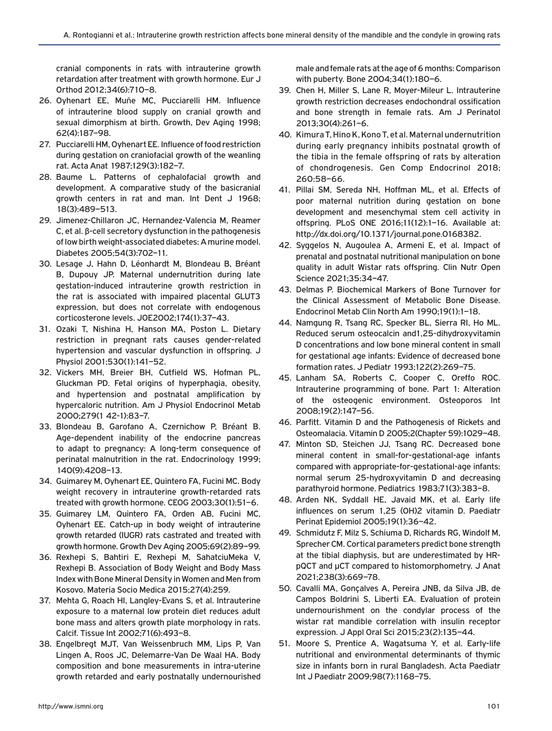cranial components in rats with intrauterine growth retardation after treatment with growth hormone. Eur J Orthod 2012;34(6):710–8.

26. Oyhenart EE, Muñe MC, Pucciarelli HM. Influence of intrauterine blood supply on cranial growth and sexual dimorphism at birth. Growth, Dev Aging 1998; 62(4):187–98.
27. Pucciarelli HM, Oyhenart EE. Influence of food restriction during gestation on craniofacial growth of the weanling rat. Acta Anat 1987;129(3):182–7.
28. Baume L. Patterns of cephalofacial growth and development. A comparative study of the basicranial growth centers in rat and man. Int Dent J 1968; 18(3):489–513.
29. Jimenez-Chillaron JC, Hernandez-Valencia M, Reamer C, et al. β-cell secretory dysfunction in the pathogenesis of low birth weight-associated diabetes: A murine model. Diabetes 2005;54(3):702–11.
30. Lesage J, Hahn D, Léonhardt M, Blondeau B, Bréant B, Dupouy JP. Maternal undernutrition during late gestation-induced intrauterine growth restriction in the rat is associated with impaired placental GLUT3 expression, but does not correlate with endogenous corticosterone levels. JOE2002;174(1):37–43.
31. Ozaki T, Nishina H, Hanson MA, Poston L. Dietary restriction in pregnant rats causes gender-related hypertension and vascular dysfunction in offspring. J Physiol 2001;530(1):141–52.
32. Vickers MH, Breier BH, Cutfield WS, Hofman PL, Gluckman PD. Fetal origins of hyperphagia, obesity, and hypertension and postnatal amplification by hypercaloric nutrition. Am J Physiol Endocrinol Metab 2000;279(1 42-1):83–7.
33. Blondeau B, Garofano A, Czernichow P, Bréant B. Age-dependent inability of the endocrine pancreas to adapt to pregnancy: A long-term consequence of perinatal malnutrition in the rat. Endocrinology 1999; 140(9):4208–13.
34. Guimarey M, Oyhenart EE, Quintero FA, Fucini MC. Body weight recovery in intrauterine growth-retarded rats treated with growth hormone. CEOG 2003;30(1):51–6.
35. Guimarey LM, Quintero FA, Orden AB, Fucini MC, Oyhenart EE. Catch-up in body weight of intrauterine growth retarded (IUGR) rats castrated and treated with growth hormone. Growth Dev Aging 2005;69(2):89–99.
36. Rexhepi S, Bahtiri E, Rexhepi M, SahatciuMeka V, Rexhepi B. Association of Body Weight and Body Mass Index with Bone Mineral Density in Women and Men from Kosovo. Materia Socio Medica 2015;27(4):259.
37. Mehta G, Roach HI, Langley-Evans S, et al. Intrauterine exposure to a maternal low protein diet reduces adult bone mass and alters growth plate morphology in rats. Calcif. Tissue Int 2002;71(6):493–8.
38. Engelbregt MJT, Van Weissenbruch MM, Lips P, Van Lingen A, Roos JC, Delemarre-Van De Waal HA. Body composition and bone measurements in intra-uterine growth retarded and early postnatally undernourished male and female rats at the age of 6 months: Comparison with puberty. Bone 2004;34(1):180–6.
39. Chen H, Miller S, Lane R, Moyer-Mileur L. Intrauterine growth restriction decreases endochondral ossification and bone strength in female rats. Am J Perinatol 2013;30(4):261–6.
40. Kimura T, Hino K, Kono T, et al. Maternal undernutrition during early pregnancy inhibits postnatal growth of the tibia in the female offspring of rats by alteration of chondrogenesis. Gen Comp Endocrinol 2018; 260:58–66.
41. Pillai SM, Sereda NH, Hoffman ML, et al. Effects of poor maternal nutrition during gestation on bone development and mesenchymal stem cell activity in offspring. PLoS ONE 2016;11(12):1–16. Available at: http://dx.doi.org/10.1371/journal.pone.0168382.
42. Syggelos N, Augoulea A, Armeni E, et al. Impact of prenatal and postnatal nutritional manipulation on bone quality in adult Wistar rats offspring. Clin Nutr Open Science 2021;35:34–47.
43. Delmas P. Biochemical Markers of Bone Turnover for the Clinical Assessment of Metabolic Bone Disease. Endocrinol Metab Clin North Am 1990;19(1):1–18.
44. Namgung R, Tsang RC, Specker BL, Sierra RI, Ho ML. Reduced serum osteocalcin and1,25-dihydroxyvitamin D concentrations and low bone mineral content in small for gestational age infants: Evidence of decreased bone formation rates. J Pediatr 1993;122(2):269–75.
45. Lanham SA, Roberts C, Cooper C, Oreffo ROC. Intrauterine programming of bone. Part 1: Alteration of the osteogenic environment. Osteoporos Int 2008;19(2):147–56.
46. Parfitt. Vitamin D and the Pathogenesis of Rickets and Osteomalacia. Vitamin D 2005;2(Chapter 59):1029–48.
47. Minton SD, Steichen JJ, Tsang RC. Decreased bone mineral content in small-for-gestational-age infants compared with appropriate-for-gestational-age infants: normal serum 25-hydroxyvitamin D and decreasing parathyroid hormone. Pediatrics 1983;71(3):383–8.
48. Arden NK, Syddall HE, Javaid MK, et al. Early life influences on serum 1,25 (OH)2 vitamin D. Paediatr Perinat Epidemiol 2005;19(1):36–42.
49. Schmidutz F, Milz S, Schiuma D, Richards RG, Windolf M, Sprecher CM. Cortical parameters predict bone strength at the tibial diaphysis, but are underestimated by HR-pQCT and µCT compared to histomorphometry. J Anat 2021;238(3):669–78.
50. Cavalli MA, Gonçalves A, Pereira JNB, da Silva JB, de Campos Boldrini S, Liberti EA. Evaluation of protein undernourishment on the condylar process of the wistar rat mandible correlation with insulin receptor expression. J Appl Oral Sci 2015;23(2):135–44.
51. Moore S, Prentice A, Wagatsuma Y, et al. Early-life nutritional and environmental determinants of thymic size in infants born in rural Bangladesh. Acta Paediatr Int J Paediatr 2009;98(7):1168–75.